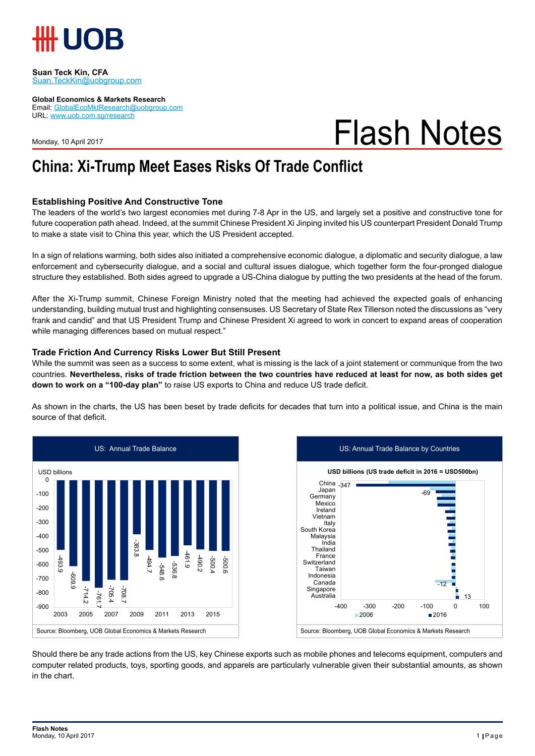Suan Teck Kin, CFA
Suan.TeckKin@uobgroup.com

**Global Economics & Markets Research**
Email: GlobalEcoMktResearch@uobgroup.com
URL: www.uob.com.sg/research

Monday, 10 April 2017

# Flash Notes

# China: Xi-Trump Meet Eases Risks Of Trade Conflict

## Establishing Positive And Constructive Tone

The leaders of the world's two largest economies met during 7-8 Apr in the US, and largely set a positive and constructive tone for future cooperation path ahead. Indeed, at the summit Chinese President Xi Jinping invited his US counterpart President Donald Trump to make a state visit to China this year, which the US President accepted.

In a sign of relations warming, both sides also initiated a comprehensive economic dialogue, a diplomatic and security dialogue, a law enforcement and cybersecurity dialogue, and a social and cultural issues dialogue, which together form the four-pronged dialogue structure they established. Both sides agreed to upgrade a US-China dialogue by putting the two presidents at the head of the forum.

After the Xi-Trump summit, Chinese Foreign Ministry noted that the meeting had achieved the expected goals of enhancing understanding, building mutual trust and highlighting consensuses. US Secretary of State Rex Tillerson noted the discussions as "very frank and candid" and that US President Trump and Chinese President Xi agreed to work in concert to expand areas of cooperation while managing differences based on mutual respect."

## Trade Friction And Currency Risks Lower But Still Present

While the summit was seen as a success to some extent, what is missing is the lack of a joint statement or communique from the two countries. **Nevertheless, risks of trade friction between the two countries have reduced at least for now, as both sides get down to work on a "100-day plan"** to raise US exports to China and reduce US trade deficit.

As shown in the charts, the US has been beset by trade deficits for decades that turn into a political issue, and China is the main source of that deficit.

**US: Annual Trade Balance**

USD billions

| Year | 2003 | 2004 | 2005 | 2006 | 2007 | 2008 | 2009 | 2010 | 2011 | 2012 | 2013 | 2014 | 2015 | 2016 |
|---|---|---|---|---|---|---|---|---|---|---|---|---|---|---|
| Trade balance | -493.9 | -609.9 | -714.2 | -761.7 | -705.4 | -708.7 | -383.8 | -494.7 | -548.6 | -536.8 | -461.9 | -490.2 | -500.4 | -500.6 |

Source: Bloomberg, UOB Global Economics & Markets Research

**US: Annual Trade Balance by Countries**

USD billions (US trade deficit in 2016 = USD500bn)

Countries (top to bottom): China (2016: -347), Japan (2016: -69), Germany, Mexico, Ireland, Vietnam, Italy, South Korea, Malaysia, India, Thailand, France, Switzerland, Taiwan, Indonesia, Canada (2016: -12), Singapore, Australia (2016: 13)

Legend: 2006, 2016

Source: Bloomberg, UOB Global Economics & Markets Research

Should there be any trade actions from the US, key Chinese exports such as mobile phones and telecoms equipment, computers and computer related products, toys, sporting goods, and apparels are particularly vulnerable given their substantial amounts, as shown in the chart.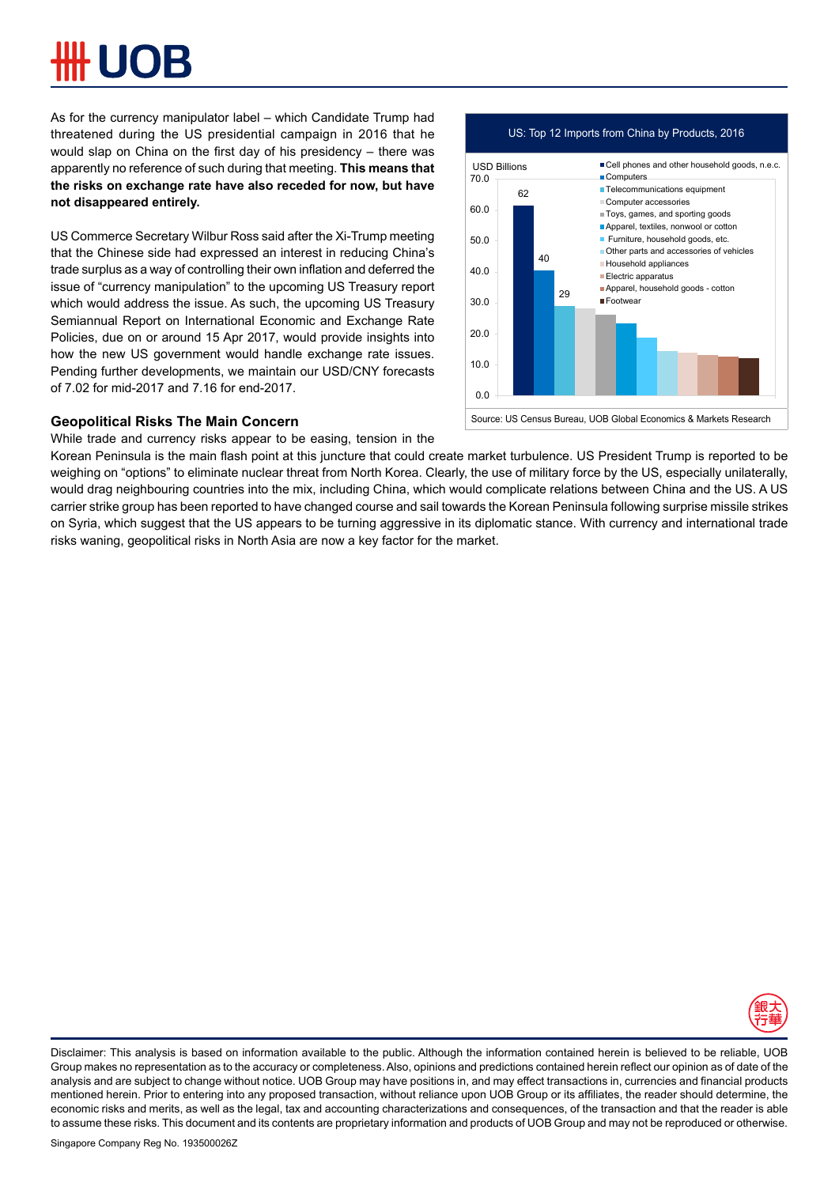As for the currency manipulator label – which Candidate Trump had threatened during the US presidential campaign in 2016 that he would slap on China on the first day of his presidency – there was apparently no reference of such during that meeting. **This means that the risks on exchange rate have also receded for now, but have not disappeared entirely.**

US Commerce Secretary Wilbur Ross said after the Xi-Trump meeting that the Chinese side had expressed an interest in reducing China's trade surplus as a way of controlling their own inflation and deferred the issue of "currency manipulation" to the upcoming US Treasury report which would address the issue. As such, the upcoming US Treasury Semiannual Report on International Economic and Exchange Rate Policies, due on or around 15 Apr 2017, would provide insights into how the new US government would handle exchange rate issues. Pending further developments, we maintain our USD/CNY forecasts of 7.02 for mid-2017 and 7.16 for end-2017.

US: Top 12 Imports from China by Products, 2016

USD Billions

70.0
60.0
50.0
40.0
30.0
20.0
10.0
0.0

62
40
29

Cell phones and other household goods, n.e.c.
Computers
Telecommunications equipment
Computer accessories
Toys, games, and sporting goods
Apparel, textiles, nonwool or cotton
Furniture, household goods, etc.
Other parts and accessories of vehicles
Household appliances
Electric apparatus
Apparel, household goods - cotton
Footwear

Source: US Census Bureau, UOB Global Economics & Markets Research

### Geopolitical Risks The Main Concern

While trade and currency risks appear to be easing, tension in the Korean Peninsula is the main flash point at this juncture that could create market turbulence. US President Trump is reported to be weighing on "options" to eliminate nuclear threat from North Korea. Clearly, the use of military force by the US, especially unilaterally, would drag neighbouring countries into the mix, including China, which would complicate relations between China and the US. A US carrier strike group has been reported to have changed course and sail towards the Korean Peninsula following surprise missile strikes on Syria, which suggest that the US appears to be turning aggressive in its diplomatic stance. With currency and international trade risks waning, geopolitical risks in North Asia are now a key factor for the market.

Disclaimer: This analysis is based on information available to the public. Although the information contained herein is believed to be reliable, UOB Group makes no representation as to the accuracy or completeness. Also, opinions and predictions contained herein reflect our opinion as of date of the analysis and are subject to change without notice. UOB Group may have positions in, and may effect transactions in, currencies and financial products mentioned herein. Prior to entering into any proposed transaction, without reliance upon UOB Group or its affiliates, the reader should determine, the economic risks and merits, as well as the legal, tax and accounting characterizations and consequences, of the transaction and that the reader is able to assume these risks. This document and its contents are proprietary information and products of UOB Group and may not be reproduced or otherwise.

Singapore Company Reg No. 193500026Z